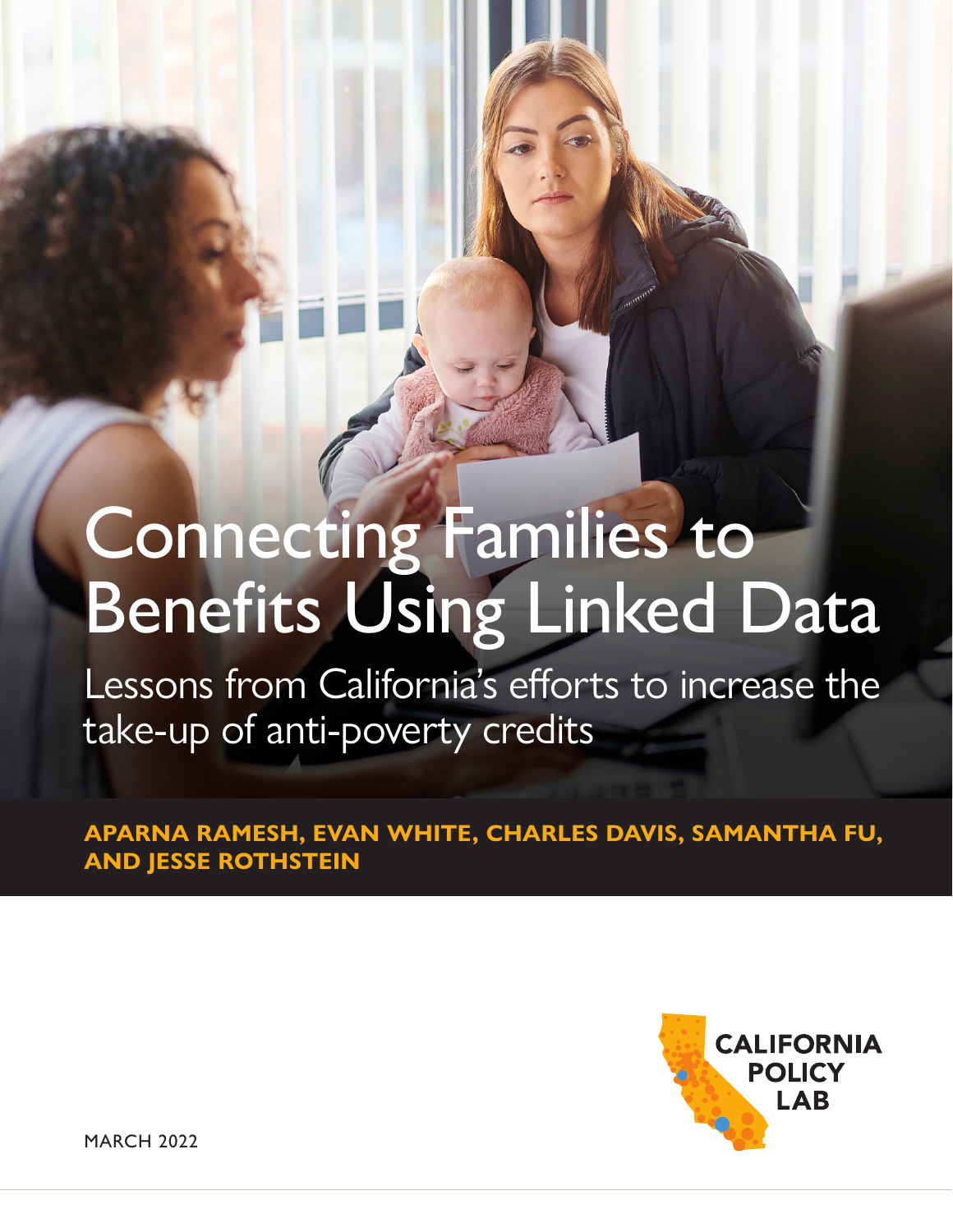# Connecting Families to Benefits Using Linked Data

## Lessons from California's efforts to increase the take-up of anti-poverty credits

**APARNA RAMESH, EVAN WHITE, CHARLES DAVIS, SAMANTHA FU, AND JESSE ROTHSTEIN**

CALIFORNIA POLICY LAB

MARCH 2022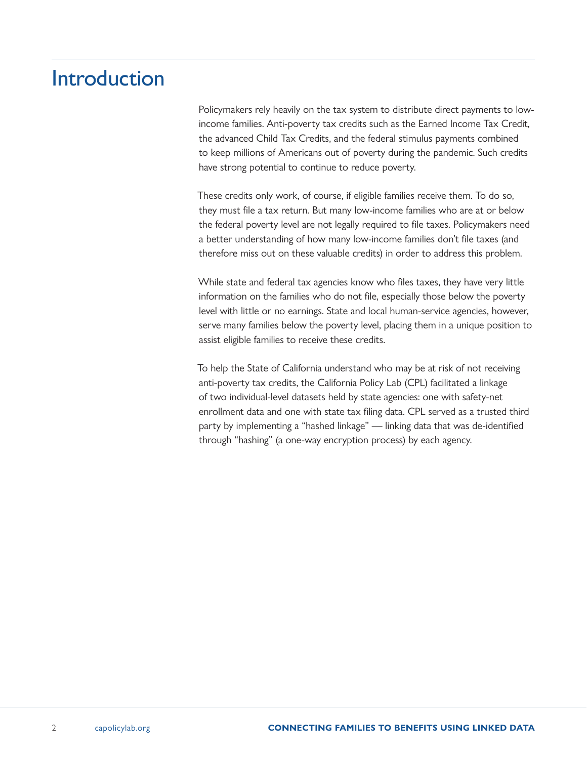# Introduction

Policymakers rely heavily on the tax system to distribute direct payments to low-income families. Anti-poverty tax credits such as the Earned Income Tax Credit, the advanced Child Tax Credits, and the federal stimulus payments combined to keep millions of Americans out of poverty during the pandemic. Such credits have strong potential to continue to reduce poverty.

These credits only work, of course, if eligible families receive them. To do so, they must file a tax return. But many low-income families who are at or below the federal poverty level are not legally required to file taxes. Policymakers need a better understanding of how many low-income families don't file taxes (and therefore miss out on these valuable credits) in order to address this problem.

While state and federal tax agencies know who files taxes, they have very little information on the families who do not file, especially those below the poverty level with little or no earnings. State and local human-service agencies, however, serve many families below the poverty level, placing them in a unique position to assist eligible families to receive these credits.

To help the State of California understand who may be at risk of not receiving anti-poverty tax credits, the California Policy Lab (CPL) facilitated a linkage of two individual-level datasets held by state agencies: one with safety-net enrollment data and one with state tax filing data. CPL served as a trusted third party by implementing a "hashed linkage" — linking data that was de-identified through "hashing" (a one-way encryption process) by each agency.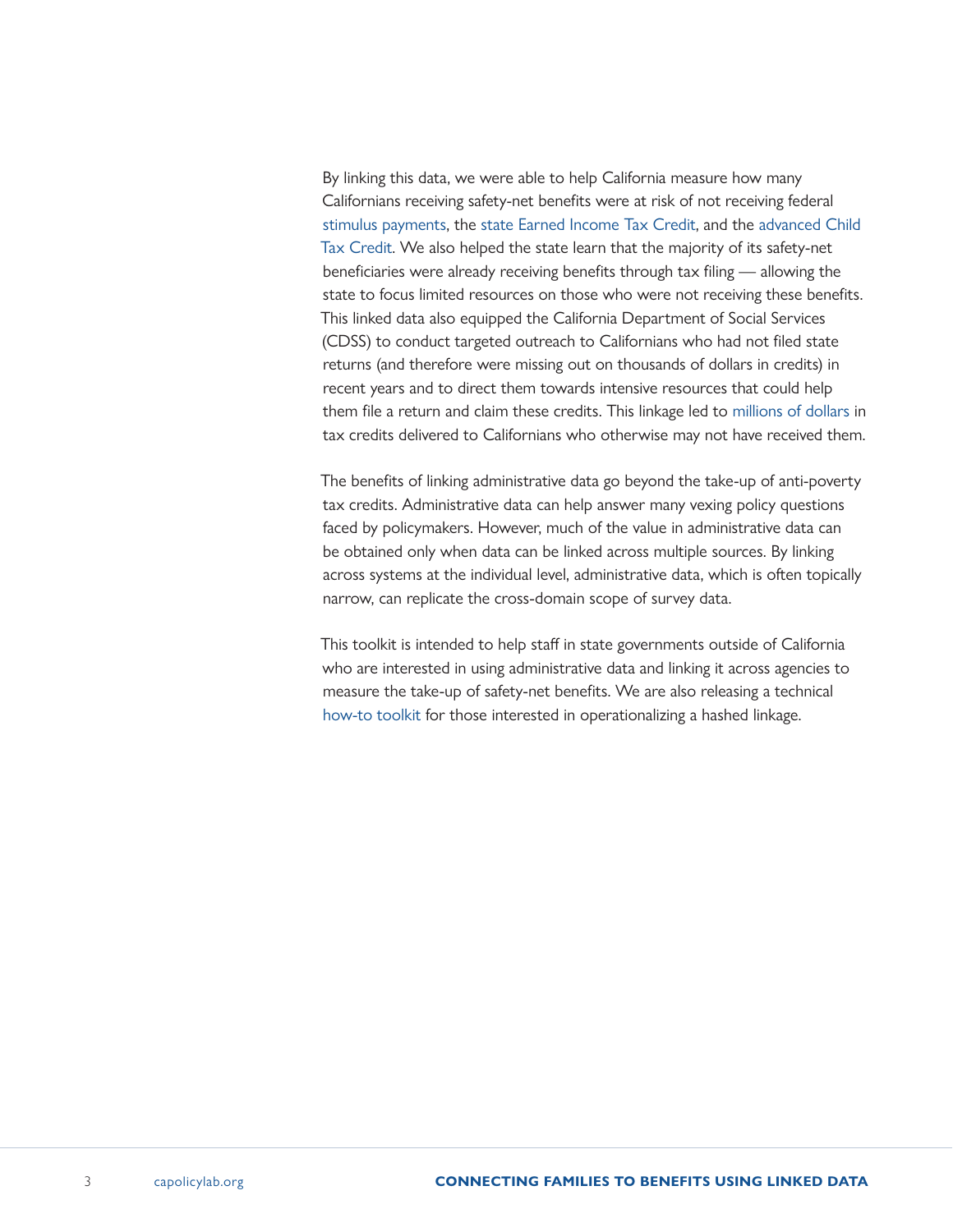By linking this data, we were able to help California measure how many Californians receiving safety-net benefits were at risk of not receiving federal stimulus payments, the state Earned Income Tax Credit, and the advanced Child Tax Credit. We also helped the state learn that the majority of its safety-net beneficiaries were already receiving benefits through tax filing — allowing the state to focus limited resources on those who were not receiving these benefits. This linked data also equipped the California Department of Social Services (CDSS) to conduct targeted outreach to Californians who had not filed state returns (and therefore were missing out on thousands of dollars in credits) in recent years and to direct them towards intensive resources that could help them file a return and claim these credits. This linkage led to millions of dollars in tax credits delivered to Californians who otherwise may not have received them.

The benefits of linking administrative data go beyond the take-up of anti-poverty tax credits. Administrative data can help answer many vexing policy questions faced by policymakers. However, much of the value in administrative data can be obtained only when data can be linked across multiple sources. By linking across systems at the individual level, administrative data, which is often topically narrow, can replicate the cross-domain scope of survey data.

This toolkit is intended to help staff in state governments outside of California who are interested in using administrative data and linking it across agencies to measure the take-up of safety-net benefits. We are also releasing a technical how-to toolkit for those interested in operationalizing a hashed linkage.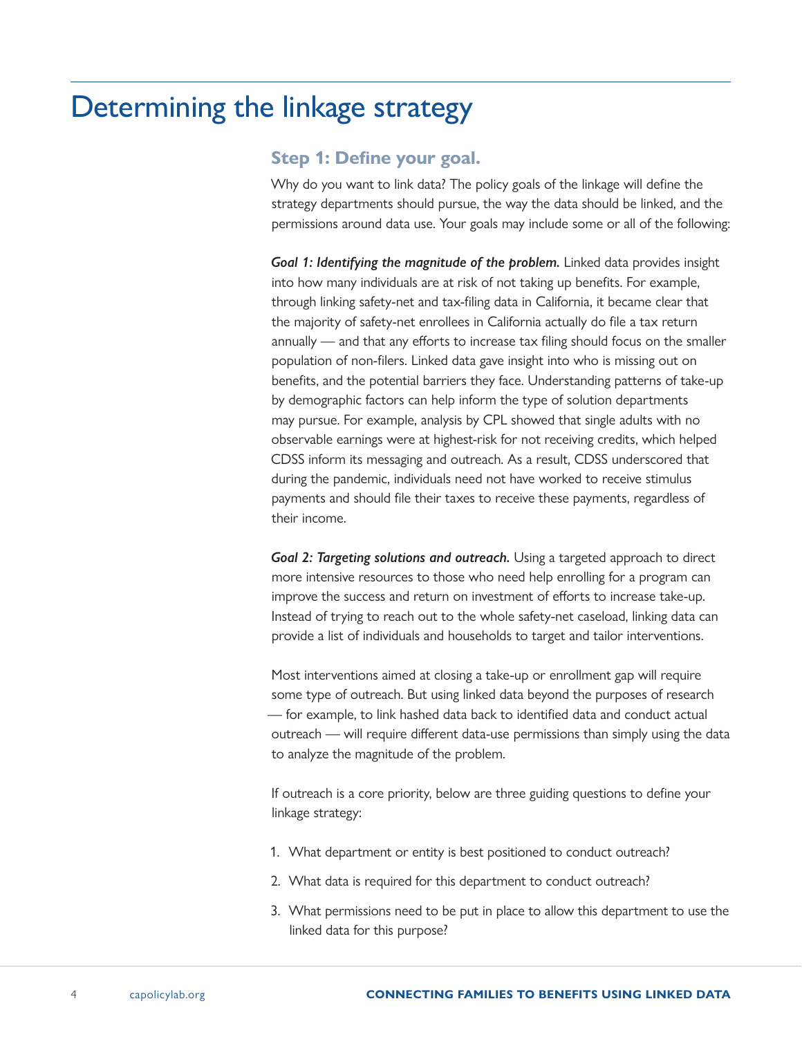# Determining the linkage strategy

### Step 1: Define your goal.

Why do you want to link data? The policy goals of the linkage will define the strategy departments should pursue, the way the data should be linked, and the permissions around data use. Your goals may include some or all of the following:

***Goal 1: Identifying the magnitude of the problem.*** Linked data provides insight into how many individuals are at risk of not taking up benefits. For example, through linking safety-net and tax-filing data in California, it became clear that the majority of safety-net enrollees in California actually do file a tax return annually — and that any efforts to increase tax filing should focus on the smaller population of non-filers. Linked data gave insight into who is missing out on benefits, and the potential barriers they face. Understanding patterns of take-up by demographic factors can help inform the type of solution departments may pursue. For example, analysis by CPL showed that single adults with no observable earnings were at highest-risk for not receiving credits, which helped CDSS inform its messaging and outreach. As a result, CDSS underscored that during the pandemic, individuals need not have worked to receive stimulus payments and should file their taxes to receive these payments, regardless of their income.

***Goal 2: Targeting solutions and outreach.*** Using a targeted approach to direct more intensive resources to those who need help enrolling for a program can improve the success and return on investment of efforts to increase take-up. Instead of trying to reach out to the whole safety-net caseload, linking data can provide a list of individuals and households to target and tailor interventions.

Most interventions aimed at closing a take-up or enrollment gap will require some type of outreach. But using linked data beyond the purposes of research — for example, to link hashed data back to identified data and conduct actual outreach — will require different data-use permissions than simply using the data to analyze the magnitude of the problem.

If outreach is a core priority, below are three guiding questions to define your linkage strategy:

1. What department or entity is best positioned to conduct outreach?
2. What data is required for this department to conduct outreach?
3. What permissions need to be put in place to allow this department to use the linked data for this purpose?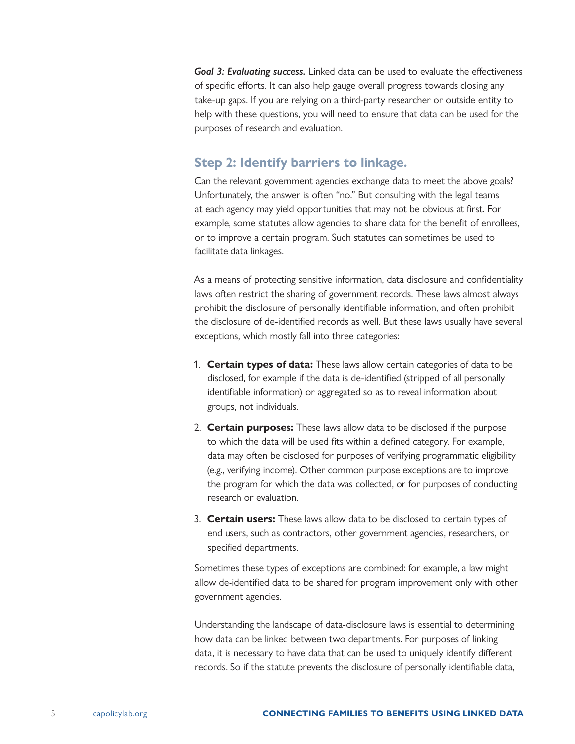***Goal 3: Evaluating success.*** Linked data can be used to evaluate the effectiveness of specific efforts. It can also help gauge overall progress towards closing any take-up gaps. If you are relying on a third-party researcher or outside entity to help with these questions, you will need to ensure that data can be used for the purposes of research and evaluation.

## Step 2: Identify barriers to linkage.

Can the relevant government agencies exchange data to meet the above goals? Unfortunately, the answer is often "no." But consulting with the legal teams at each agency may yield opportunities that may not be obvious at first. For example, some statutes allow agencies to share data for the benefit of enrollees, or to improve a certain program. Such statutes can sometimes be used to facilitate data linkages.

As a means of protecting sensitive information, data disclosure and confidentiality laws often restrict the sharing of government records. These laws almost always prohibit the disclosure of personally identifiable information, and often prohibit the disclosure of de-identified records as well. But these laws usually have several exceptions, which mostly fall into three categories:

1. **Certain types of data:** These laws allow certain categories of data to be disclosed, for example if the data is de-identified (stripped of all personally identifiable information) or aggregated so as to reveal information about groups, not individuals.
2. **Certain purposes:** These laws allow data to be disclosed if the purpose to which the data will be used fits within a defined category. For example, data may often be disclosed for purposes of verifying programmatic eligibility (e.g., verifying income). Other common purpose exceptions are to improve the program for which the data was collected, or for purposes of conducting research or evaluation.
3. **Certain users:** These laws allow data to be disclosed to certain types of end users, such as contractors, other government agencies, researchers, or specified departments.

Sometimes these types of exceptions are combined: for example, a law might allow de-identified data to be shared for program improvement only with other government agencies.

Understanding the landscape of data-disclosure laws is essential to determining how data can be linked between two departments. For purposes of linking data, it is necessary to have data that can be used to uniquely identify different records. So if the statute prevents the disclosure of personally identifiable data,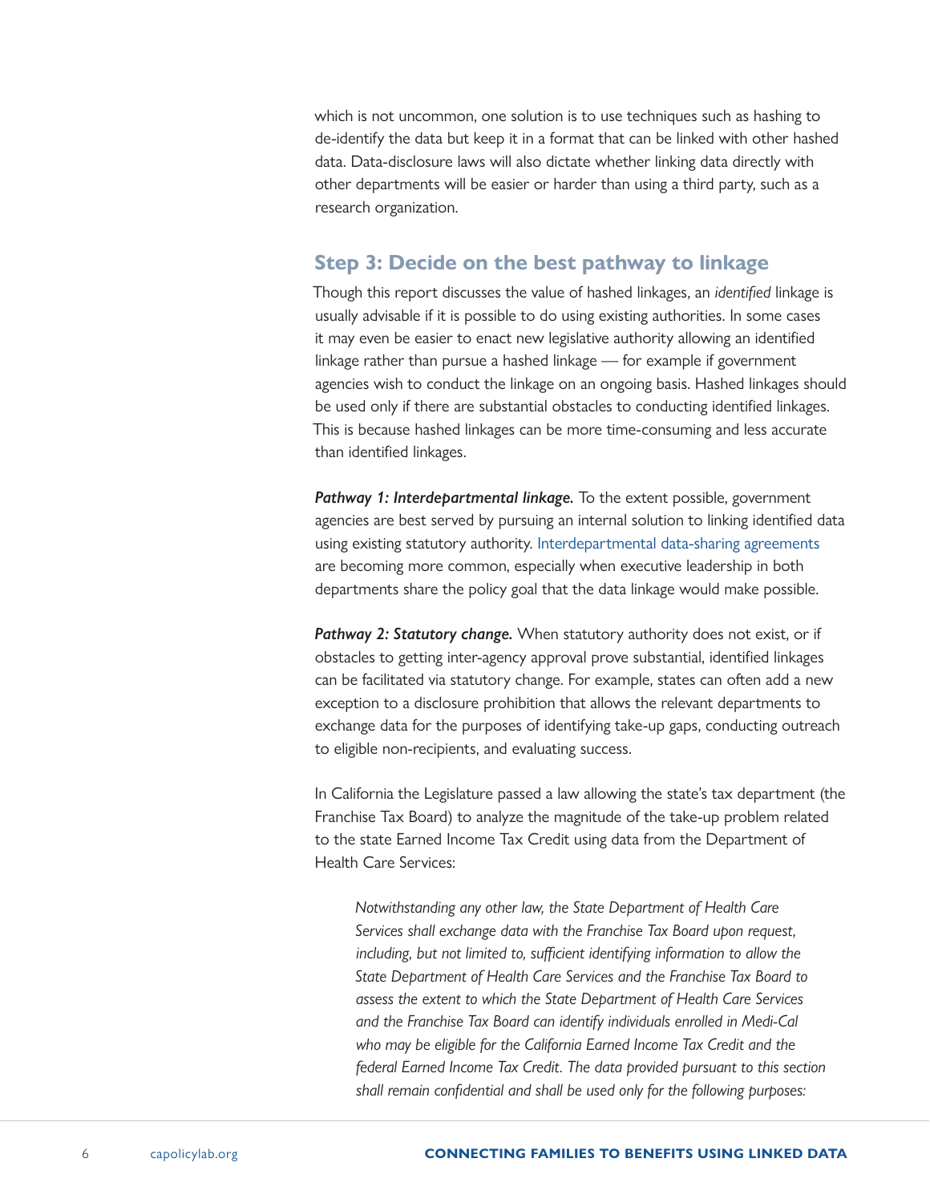which is not uncommon, one solution is to use techniques such as hashing to de-identify the data but keep it in a format that can be linked with other hashed data. Data-disclosure laws will also dictate whether linking data directly with other departments will be easier or harder than using a third party, such as a research organization.

## Step 3: Decide on the best pathway to linkage

Though this report discusses the value of hashed linkages, an *identified* linkage is usually advisable if it is possible to do using existing authorities. In some cases it may even be easier to enact new legislative authority allowing an identified linkage rather than pursue a hashed linkage — for example if government agencies wish to conduct the linkage on an ongoing basis. Hashed linkages should be used only if there are substantial obstacles to conducting identified linkages. This is because hashed linkages can be more time-consuming and less accurate than identified linkages.

***Pathway 1: Interdepartmental linkage.*** To the extent possible, government agencies are best served by pursuing an internal solution to linking identified data using existing statutory authority. Interdepartmental data-sharing agreements are becoming more common, especially when executive leadership in both departments share the policy goal that the data linkage would make possible.

***Pathway 2: Statutory change.*** When statutory authority does not exist, or if obstacles to getting inter-agency approval prove substantial, identified linkages can be facilitated via statutory change. For example, states can often add a new exception to a disclosure prohibition that allows the relevant departments to exchange data for the purposes of identifying take-up gaps, conducting outreach to eligible non-recipients, and evaluating success.

In California the Legislature passed a law allowing the state's tax department (the Franchise Tax Board) to analyze the magnitude of the take-up problem related to the state Earned Income Tax Credit using data from the Department of Health Care Services:

> *Notwithstanding any other law, the State Department of Health Care Services shall exchange data with the Franchise Tax Board upon request, including, but not limited to, sufficient identifying information to allow the State Department of Health Care Services and the Franchise Tax Board to assess the extent to which the State Department of Health Care Services and the Franchise Tax Board can identify individuals enrolled in Medi-Cal who may be eligible for the California Earned Income Tax Credit and the federal Earned Income Tax Credit. The data provided pursuant to this section shall remain confidential and shall be used only for the following purposes:*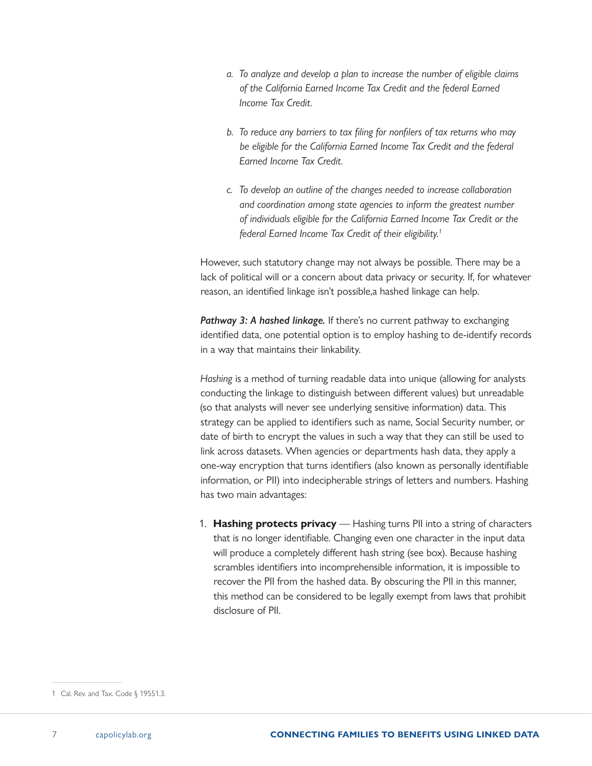a. *To analyze and develop a plan to increase the number of eligible claims of the California Earned Income Tax Credit and the federal Earned Income Tax Credit.*

b. *To reduce any barriers to tax filing for nonfilers of tax returns who may be eligible for the California Earned Income Tax Credit and the federal Earned Income Tax Credit.*

c. *To develop an outline of the changes needed to increase collaboration and coordination among state agencies to inform the greatest number of individuals eligible for the California Earned Income Tax Credit or the federal Earned Income Tax Credit of their eligibility.*[1]

However, such statutory change may not always be possible. There may be a lack of political will or a concern about data privacy or security. If, for whatever reason, an identified linkage isn't possible,a hashed linkage can help.

***Pathway 3: A hashed linkage.*** If there's no current pathway to exchanging identified data, one potential option is to employ hashing to de-identify records in a way that maintains their linkability.

*Hashing* is a method of turning readable data into unique (allowing for analysts conducting the linkage to distinguish between different values) but unreadable (so that analysts will never see underlying sensitive information) data. This strategy can be applied to identifiers such as name, Social Security number, or date of birth to encrypt the values in such a way that they can still be used to link across datasets. When agencies or departments hash data, they apply a one-way encryption that turns identifiers (also known as personally identifiable information, or PII) into indecipherable strings of letters and numbers. Hashing has two main advantages:

1. **Hashing protects privacy** — Hashing turns PII into a string of characters that is no longer identifiable. Changing even one character in the input data will produce a completely different hash string (see box). Because hashing scrambles identifiers into incomprehensible information, it is impossible to recover the PII from the hashed data. By obscuring the PII in this manner, this method can be considered to be legally exempt from laws that prohibit disclosure of PII.

---

1 Cal. Rev. and Tax. Code § 19551.3.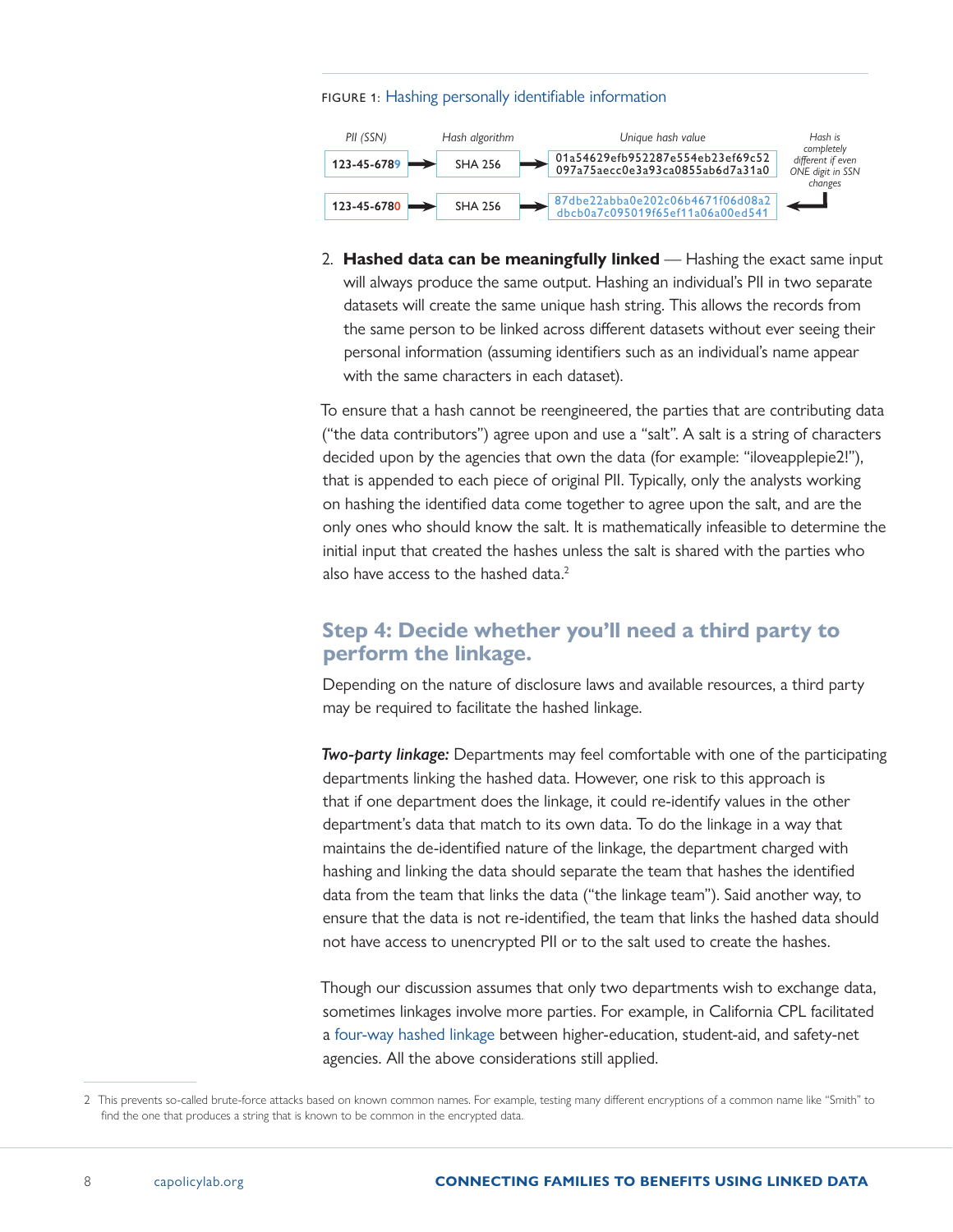FIGURE 1: Hashing personally identifiable information

| PII (SSN) | Hash algorithm | Unique hash value | |
|---|---|---|---|
| 123-45-6789 | SHA 256 | 01a54629efb952287e554eb23ef69c52 097a75aecc0e3a93ca0855ab6d7a31a0 | Hash is completely different if even ONE digit in SSN changes |
| 123-45-6780 | SHA 256 | 87dbe22abba0e202c06b4671f06d08a2 dbcb0a7c095019f65ef11a06a00ed541 | |

2. **Hashed data can be meaningfully linked** — Hashing the exact same input will always produce the same output. Hashing an individual's PII in two separate datasets will create the same unique hash string. This allows the records from the same person to be linked across different datasets without ever seeing their personal information (assuming identifiers such as an individual's name appear with the same characters in each dataset).

To ensure that a hash cannot be reengineered, the parties that are contributing data ("the data contributors") agree upon and use a "salt". A salt is a string of characters decided upon by the agencies that own the data (for example: "iloveapplepie2!"), that is appended to each piece of original PII. Typically, only the analysts working on hashing the identified data come together to agree upon the salt, and are the only ones who should know the salt. It is mathematically infeasible to determine the initial input that created the hashes unless the salt is shared with the parties who also have access to the hashed data.[2]

## Step 4: Decide whether you'll need a third party to perform the linkage.

Depending on the nature of disclosure laws and available resources, a third party may be required to facilitate the hashed linkage.

***Two-party linkage:*** Departments may feel comfortable with one of the participating departments linking the hashed data. However, one risk to this approach is that if one department does the linkage, it could re-identify values in the other department's data that match to its own data. To do the linkage in a way that maintains the de-identified nature of the linkage, the department charged with hashing and linking the data should separate the team that hashes the identified data from the team that links the data ("the linkage team"). Said another way, to ensure that the data is not re-identified, the team that links the hashed data should not have access to unencrypted PII or to the salt used to create the hashes.

Though our discussion assumes that only two departments wish to exchange data, sometimes linkages involve more parties. For example, in California CPL facilitated a four-way hashed linkage between higher-education, student-aid, and safety-net agencies. All the above considerations still applied.

2 This prevents so-called brute-force attacks based on known common names. For example, testing many different encryptions of a common name like "Smith" to find the one that produces a string that is known to be common in the encrypted data.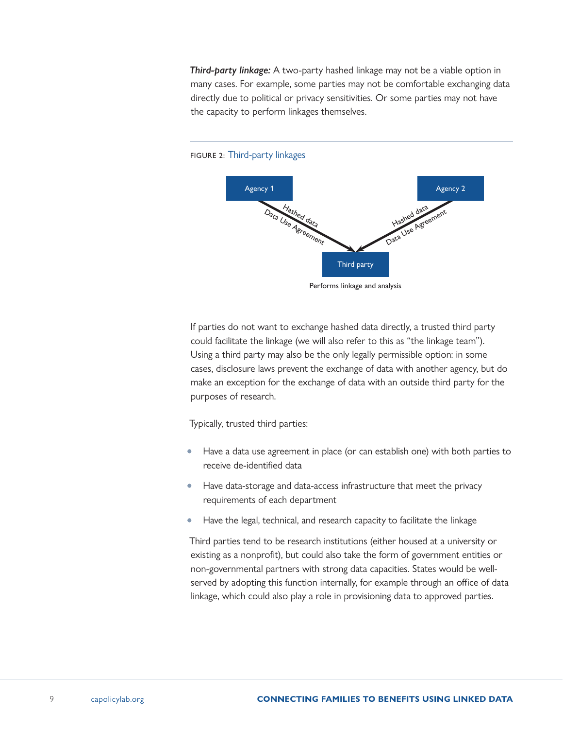***Third-party linkage:*** A two-party hashed linkage may not be a viable option in many cases. For example, some parties may not be comfortable exchanging data directly due to political or privacy sensitivities. Or some parties may not have the capacity to perform linkages themselves.

FIGURE 2: Third-party linkages

Agency 1

Hashed data
Data Use Agreement

Agency 2

Hashed data
Data Use Agreement

Third party

Performs linkage and analysis

If parties do not want to exchange hashed data directly, a trusted third party could facilitate the linkage (we will also refer to this as "the linkage team"). Using a third party may also be the only legally permissible option: in some cases, disclosure laws prevent the exchange of data with another agency, but do make an exception for the exchange of data with an outside third party for the purposes of research.

Typically, trusted third parties:

- Have a data use agreement in place (or can establish one) with both parties to receive de-identified data
- Have data-storage and data-access infrastructure that meet the privacy requirements of each department
- Have the legal, technical, and research capacity to facilitate the linkage

Third parties tend to be research institutions (either housed at a university or existing as a nonprofit), but could also take the form of government entities or non-governmental partners with strong data capacities. States would be well-served by adopting this function internally, for example through an office of data linkage, which could also play a role in provisioning data to approved parties.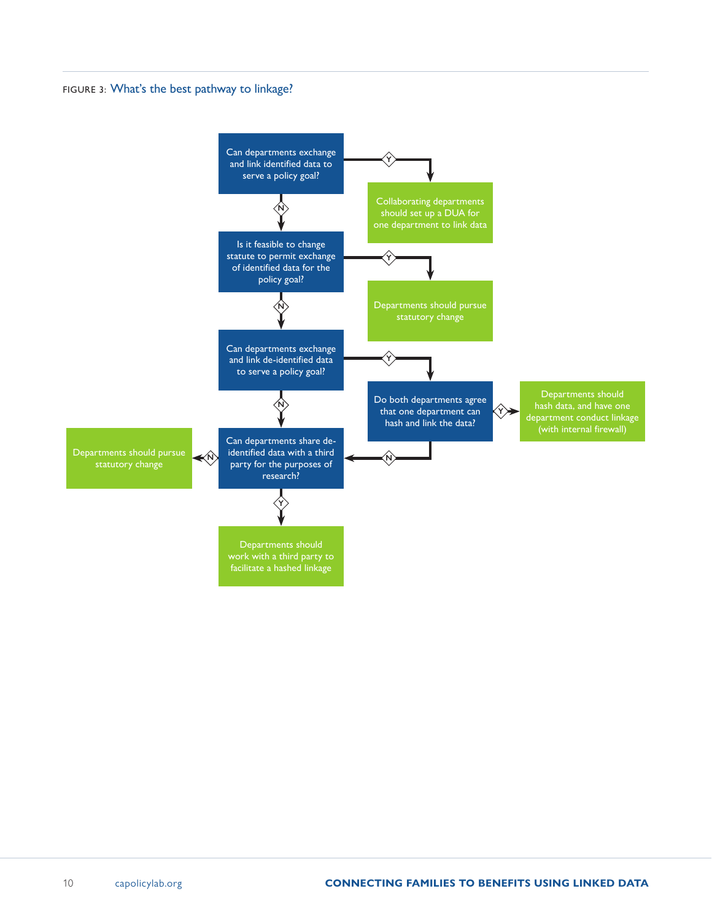FIGURE 3: What's the best pathway to linkage?

- **Can departments exchange and link identified data to serve a policy goal?**
  - Y → Collaborating departments should set up a DUA for one department to link data
  - N → **Is it feasible to change statute to permit exchange of identified data for the policy goal?**
    - Y → Departments should pursue statutory change
    - N → **Can departments exchange and link de-identified data to serve a policy goal?**
      - Y → **Do both departments agree that one department can hash and link the data?**
        - Y → Departments should hash data, and have one department conduct linkage (with internal firewall)
        - N → **Can departments share de-identified data with a third party for the purposes of research?**
      - N → **Can departments share de-identified data with a third party for the purposes of research?**
        - Y → Departments should work with a third party to facilitate a hashed linkage
        - N → Departments should pursue statutory change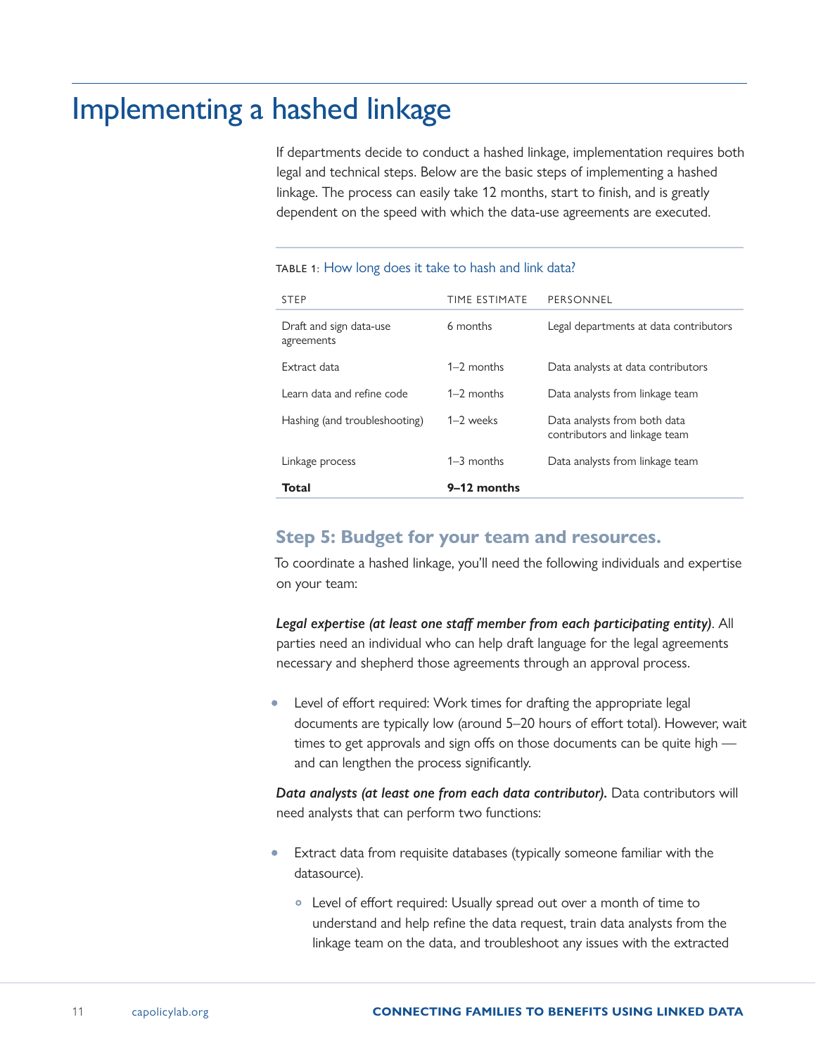# Implementing a hashed linkage

If departments decide to conduct a hashed linkage, implementation requires both legal and technical steps. Below are the basic steps of implementing a hashed linkage. The process can easily take 12 months, start to finish, and is greatly dependent on the speed with which the data-use agreements are executed.

TABLE 1: How long does it take to hash and link data?

| STEP | TIME ESTIMATE | PERSONNEL |
|---|---|---|
| Draft and sign data-use agreements | 6 months | Legal departments at data contributors |
| Extract data | 1–2 months | Data analysts at data contributors |
| Learn data and refine code | 1–2 months | Data analysts from linkage team |
| Hashing (and troubleshooting) | 1–2 weeks | Data analysts from both data contributors and linkage team |
| Linkage process | 1–3 months | Data analysts from linkage team |
| **Total** | **9–12 months** | |

### Step 5: Budget for your team and resources.

To coordinate a hashed linkage, you'll need the following individuals and expertise on your team:

***Legal expertise (at least one staff member from each participating entity)***. All parties need an individual who can help draft language for the legal agreements necessary and shepherd those agreements through an approval process.

- Level of effort required: Work times for drafting the appropriate legal documents are typically low (around 5–20 hours of effort total). However, wait times to get approvals and sign offs on those documents can be quite high — and can lengthen the process significantly.

***Data analysts (at least one from each data contributor).*** Data contributors will need analysts that can perform two functions:

- Extract data from requisite databases (typically someone familiar with the datasource).
  - Level of effort required: Usually spread out over a month of time to understand and help refine the data request, train data analysts from the linkage team on the data, and troubleshoot any issues with the extracted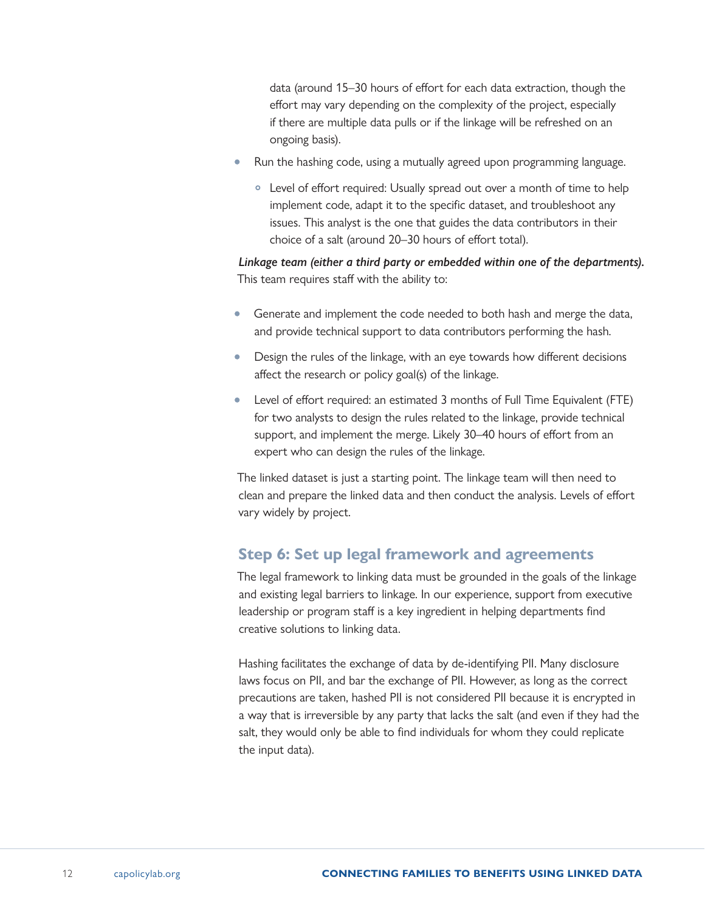data (around 15–30 hours of effort for each data extraction, though the effort may vary depending on the complexity of the project, especially if there are multiple data pulls or if the linkage will be refreshed on an ongoing basis).

- Run the hashing code, using a mutually agreed upon programming language.
  - Level of effort required: Usually spread out over a month of time to help implement code, adapt it to the specific dataset, and troubleshoot any issues. This analyst is the one that guides the data contributors in their choice of a salt (around 20–30 hours of effort total).

***Linkage team (either a third party or embedded within one of the departments).*** This team requires staff with the ability to:

- Generate and implement the code needed to both hash and merge the data, and provide technical support to data contributors performing the hash.
- Design the rules of the linkage, with an eye towards how different decisions affect the research or policy goal(s) of the linkage.
- Level of effort required: an estimated 3 months of Full Time Equivalent (FTE) for two analysts to design the rules related to the linkage, provide technical support, and implement the merge. Likely 30–40 hours of effort from an expert who can design the rules of the linkage.

The linked dataset is just a starting point. The linkage team will then need to clean and prepare the linked data and then conduct the analysis. Levels of effort vary widely by project.

## Step 6: Set up legal framework and agreements

The legal framework to linking data must be grounded in the goals of the linkage and existing legal barriers to linkage. In our experience, support from executive leadership or program staff is a key ingredient in helping departments find creative solutions to linking data.

Hashing facilitates the exchange of data by de-identifying PII. Many disclosure laws focus on PII, and bar the exchange of PII. However, as long as the correct precautions are taken, hashed PII is not considered PII because it is encrypted in a way that is irreversible by any party that lacks the salt (and even if they had the salt, they would only be able to find individuals for whom they could replicate the input data).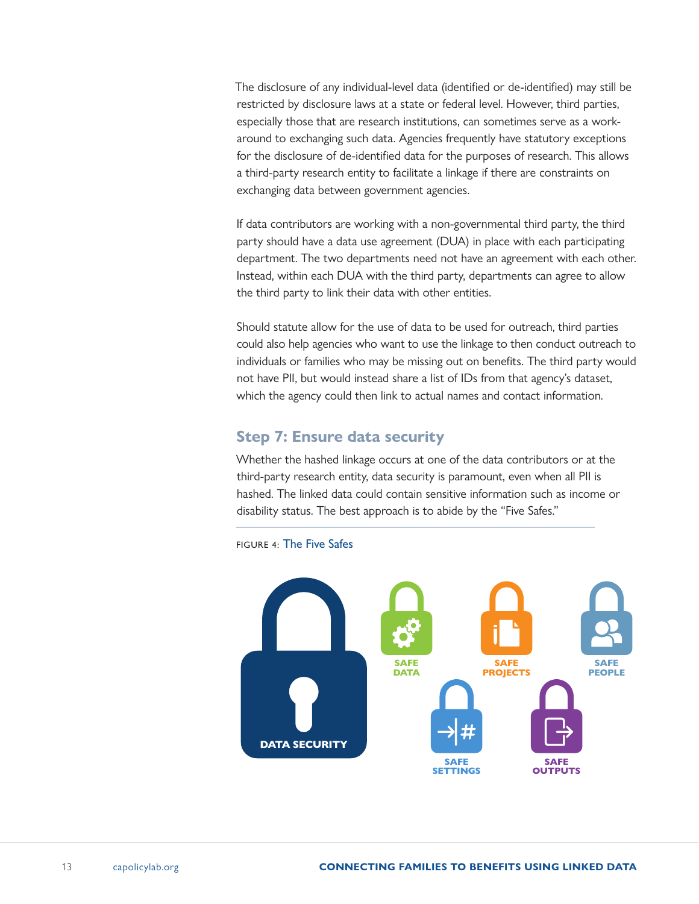The disclosure of any individual-level data (identified or de-identified) may still be restricted by disclosure laws at a state or federal level. However, third parties, especially those that are research institutions, can sometimes serve as a work-around to exchanging such data. Agencies frequently have statutory exceptions for the disclosure of de-identified data for the purposes of research. This allows a third-party research entity to facilitate a linkage if there are constraints on exchanging data between government agencies.

If data contributors are working with a non-governmental third party, the third party should have a data use agreement (DUA) in place with each participating department. The two departments need not have an agreement with each other. Instead, within each DUA with the third party, departments can agree to allow the third party to link their data with other entities.

Should statute allow for the use of data to be used for outreach, third parties could also help agencies who want to use the linkage to then conduct outreach to individuals or families who may be missing out on benefits. The third party would not have PII, but would instead share a list of IDs from that agency's dataset, which the agency could then link to actual names and contact information.

## Step 7: Ensure data security

Whether the hashed linkage occurs at one of the data contributors or at the third-party research entity, data security is paramount, even when all PII is hashed. The linked data could contain sensitive information such as income or disability status. The best approach is to abide by the "Five Safes."

FIGURE 4: The Five Safes

DATA SECURITY

SAFE DATA

SAFE PROJECTS

SAFE PEOPLE

SAFE SETTINGS

SAFE OUTPUTS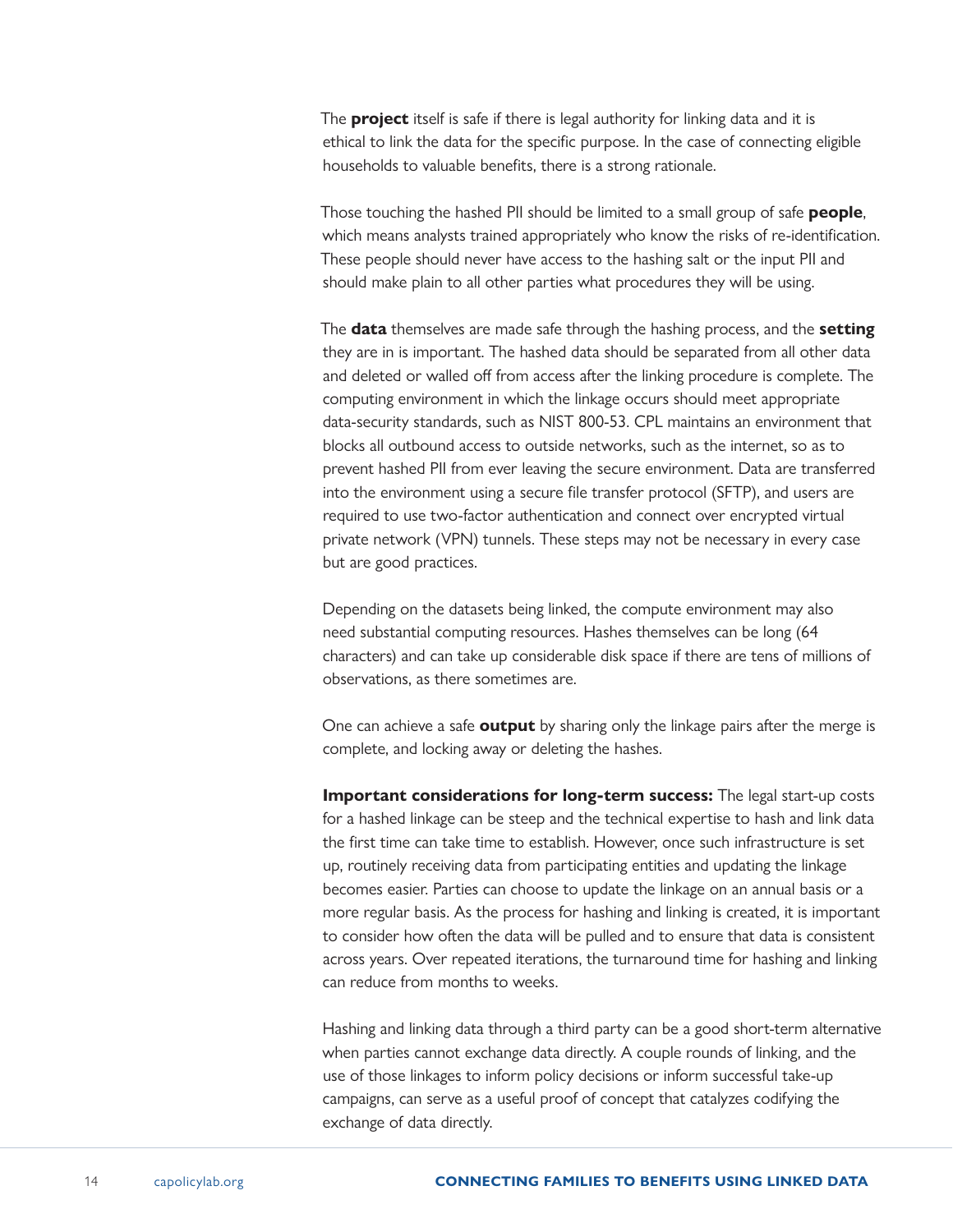The **project** itself is safe if there is legal authority for linking data and it is ethical to link the data for the specific purpose. In the case of connecting eligible households to valuable benefits, there is a strong rationale.

Those touching the hashed PII should be limited to a small group of safe **people**, which means analysts trained appropriately who know the risks of re-identification. These people should never have access to the hashing salt or the input PII and should make plain to all other parties what procedures they will be using.

The **data** themselves are made safe through the hashing process, and the **setting** they are in is important. The hashed data should be separated from all other data and deleted or walled off from access after the linking procedure is complete. The computing environment in which the linkage occurs should meet appropriate data-security standards, such as NIST 800-53. CPL maintains an environment that blocks all outbound access to outside networks, such as the internet, so as to prevent hashed PII from ever leaving the secure environment. Data are transferred into the environment using a secure file transfer protocol (SFTP), and users are required to use two-factor authentication and connect over encrypted virtual private network (VPN) tunnels. These steps may not be necessary in every case but are good practices.

Depending on the datasets being linked, the compute environment may also need substantial computing resources. Hashes themselves can be long (64 characters) and can take up considerable disk space if there are tens of millions of observations, as there sometimes are.

One can achieve a safe **output** by sharing only the linkage pairs after the merge is complete, and locking away or deleting the hashes.

**Important considerations for long-term success:** The legal start-up costs for a hashed linkage can be steep and the technical expertise to hash and link data the first time can take time to establish. However, once such infrastructure is set up, routinely receiving data from participating entities and updating the linkage becomes easier. Parties can choose to update the linkage on an annual basis or a more regular basis. As the process for hashing and linking is created, it is important to consider how often the data will be pulled and to ensure that data is consistent across years. Over repeated iterations, the turnaround time for hashing and linking can reduce from months to weeks.

Hashing and linking data through a third party can be a good short-term alternative when parties cannot exchange data directly. A couple rounds of linking, and the use of those linkages to inform policy decisions or inform successful take-up campaigns, can serve as a useful proof of concept that catalyzes codifying the exchange of data directly.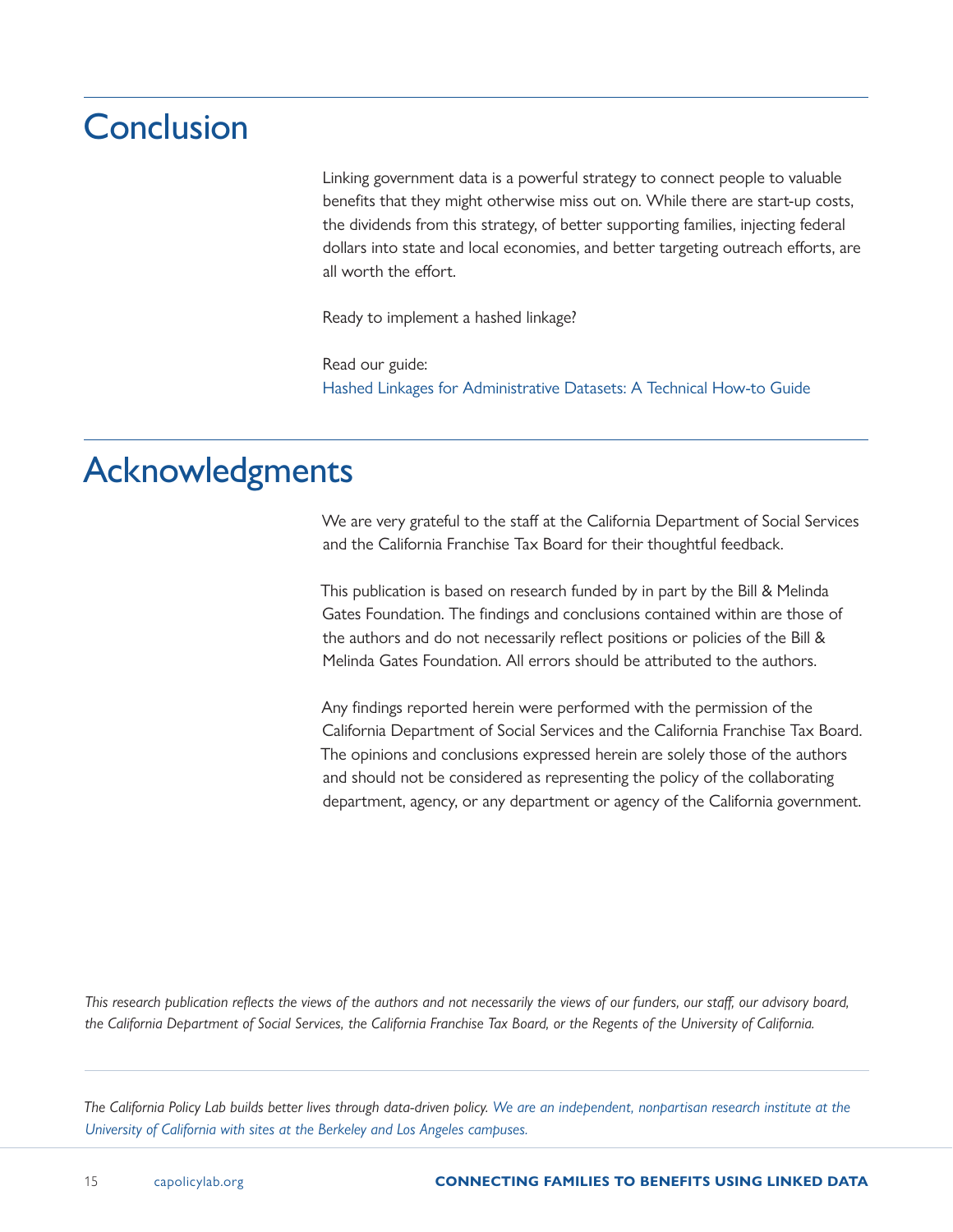## Conclusion

Linking government data is a powerful strategy to connect people to valuable benefits that they might otherwise miss out on. While there are start-up costs, the dividends from this strategy, of better supporting families, injecting federal dollars into state and local economies, and better targeting outreach efforts, are all worth the effort.

Ready to implement a hashed linkage?

Read our guide:
Hashed Linkages for Administrative Datasets: A Technical How-to Guide

## Acknowledgments

We are very grateful to the staff at the California Department of Social Services and the California Franchise Tax Board for their thoughtful feedback.

This publication is based on research funded by in part by the Bill & Melinda Gates Foundation. The findings and conclusions contained within are those of the authors and do not necessarily reflect positions or policies of the Bill & Melinda Gates Foundation. All errors should be attributed to the authors.

Any findings reported herein were performed with the permission of the California Department of Social Services and the California Franchise Tax Board. The opinions and conclusions expressed herein are solely those of the authors and should not be considered as representing the policy of the collaborating department, agency, or any department or agency of the California government.

*This research publication reflects the views of the authors and not necessarily the views of our funders, our staff, our advisory board, the California Department of Social Services, the California Franchise Tax Board, or the Regents of the University of California.*

*The California Policy Lab builds better lives through data-driven policy. We are an independent, nonpartisan research institute at the University of California with sites at the Berkeley and Los Angeles campuses.*